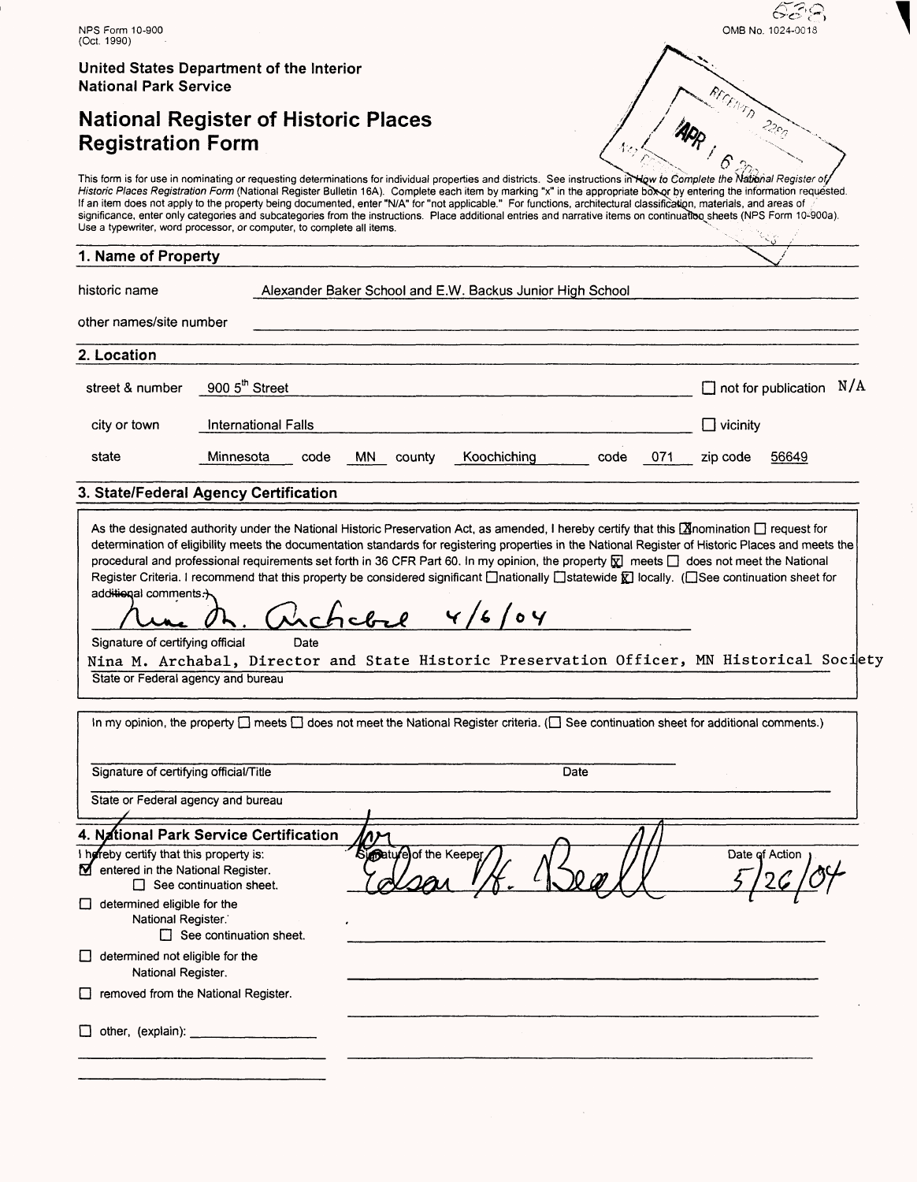NPS Form 10-900
(Oct. 1990)

OMB No. 1024-0018

United States Department of the Interior
National Park Service

# National Register of Historic Places Registration Form

RECEIVED 2280
APR 16 2004

This form is for use in nominating or requesting determinations for individual properties and districts. See instructions in *How to Complete the National Register of Historic Places Registration Form* (National Register Bulletin 16A). Complete each item by marking "x" in the appropriate box or by entering the information requested. If an item does not apply to the property being documented, enter "N/A" for "not applicable." For functions, architectural classification, materials, and areas of significance, enter only categories and subcategories from the instructions. Place additional entries and narrative items on continuation sheets (NPS Form 10-900a). Use a typewriter, word processor, or computer, to complete all items.

## 1. Name of Property

historic name: Alexander Baker School and E.W. Backus Junior High School

other names/site number: 

## 2. Location

street & number: 900 5th Street ☐ not for publication N/A

city or town: International Falls ☐ vicinity

state: Minnesota code MN county Koochiching code 071 zip code 56649

## 3. State/Federal Agency Certification

As the designated authority under the National Historic Preservation Act, as amended, I hereby certify that this ☒ nomination ☐ request for determination of eligibility meets the documentation standards for registering properties in the National Register of Historic Places and meets the procedural and professional requirements set forth in 36 CFR Part 60. In my opinion, the property ☒ meets ☐ does not meet the National Register Criteria. I recommend that this property be considered significant ☐ nationally ☐ statewide ☒ locally. (☐ See continuation sheet for additional comments.)

Nina M. Archabal 4/6/04

Signature of certifying official Date

Nina M. Archabal, Director and State Historic Preservation Officer, MN Historical Society

State or Federal agency and bureau

In my opinion, the property ☐ meets ☐ does not meet the National Register criteria. (☐ See continuation sheet for additional comments.)

Signature of certifying official/Title Date

State or Federal agency and bureau

## 4. National Park Service Certification

I hereby certify that this property is:

☒ entered in the National Register.
☐ See continuation sheet.

☐ determined eligible for the National Register.
☐ See continuation sheet.

☐ determined not eligible for the National Register.

☐ removed from the National Register.

☐ other, (explain): 

Signature of the Keeper: for Edson H. Beall

Date of Action: 5/26/04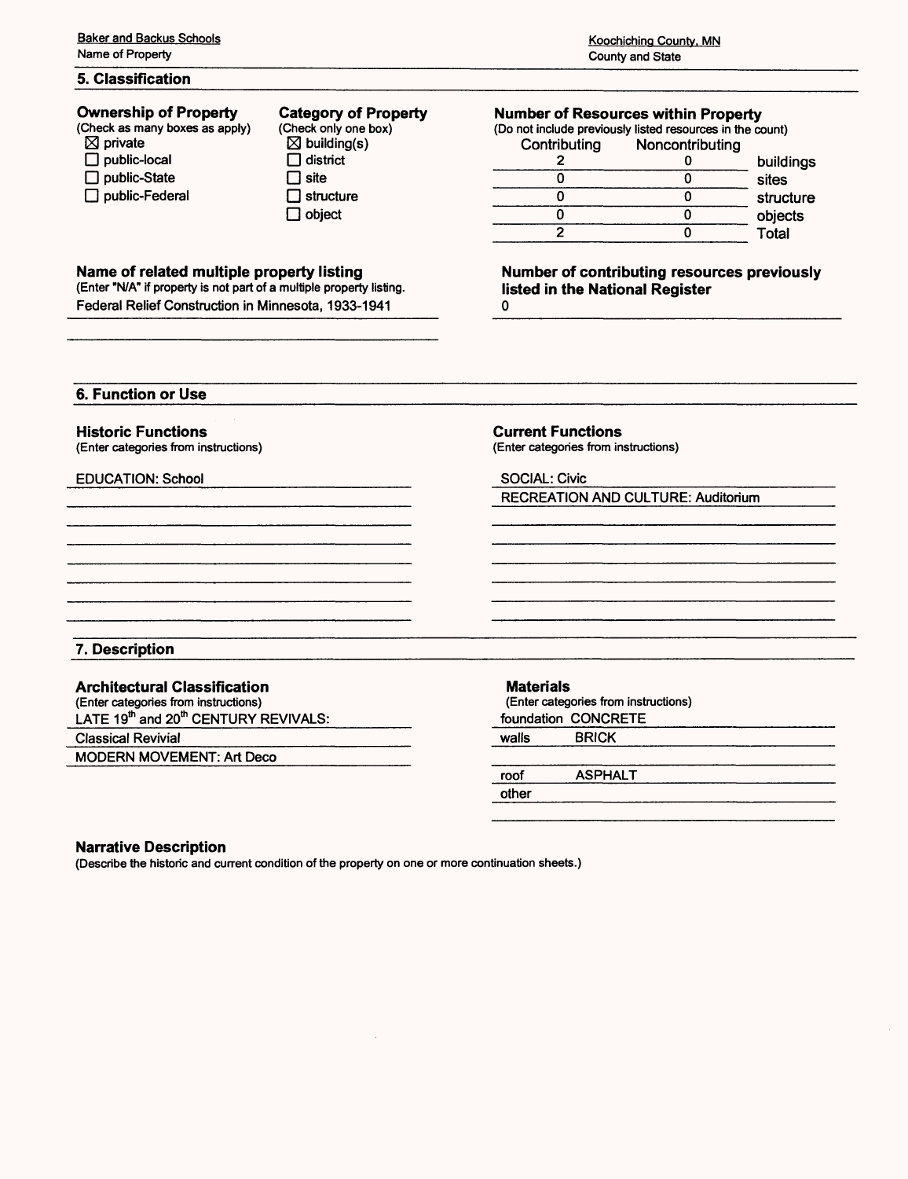Baker and Backus Schools
Name of Property

Koochiching County, MN
County and State

## 5. Classification

### Ownership of Property
(Check as many boxes as apply)

- ☒ private
- ☐ public-local
- ☐ public-State
- ☐ public-Federal

### Category of Property
(Check only one box)

- ☒ building(s)
- ☐ district
- ☐ site
- ☐ structure
- ☐ object

### Number of Resources within Property
(Do not include previously listed resources in the count)

| Contributing | Noncontributing | |
|---|---|---|
| 2 | 0 | buildings |
| 0 | 0 | sites |
| 0 | 0 | structure |
| 0 | 0 | objects |
| 2 | 0 | Total |

### Name of related multiple property listing
(Enter "N/A" if property is not part of a multiple property listing.

Federal Relief Construction in Minnesota, 1933-1941

### Number of contributing resources previously listed in the National Register

0

## 6. Function or Use

### Historic Functions
(Enter categories from instructions)

EDUCATION: School

### Current Functions
(Enter categories from instructions)

SOCIAL: Civic

RECREATION AND CULTURE: Auditorium

## 7. Description

### Architectural Classification
(Enter categories from instructions)

LATE 19th and 20th CENTURY REVIVALS:

Classical Revivial

MODERN MOVEMENT: Art Deco

### Materials
(Enter categories from instructions)

foundation CONCRETE

walls BRICK

roof ASPHALT

other

### Narrative Description
(Describe the historic and current condition of the property on one or more continuation sheets.)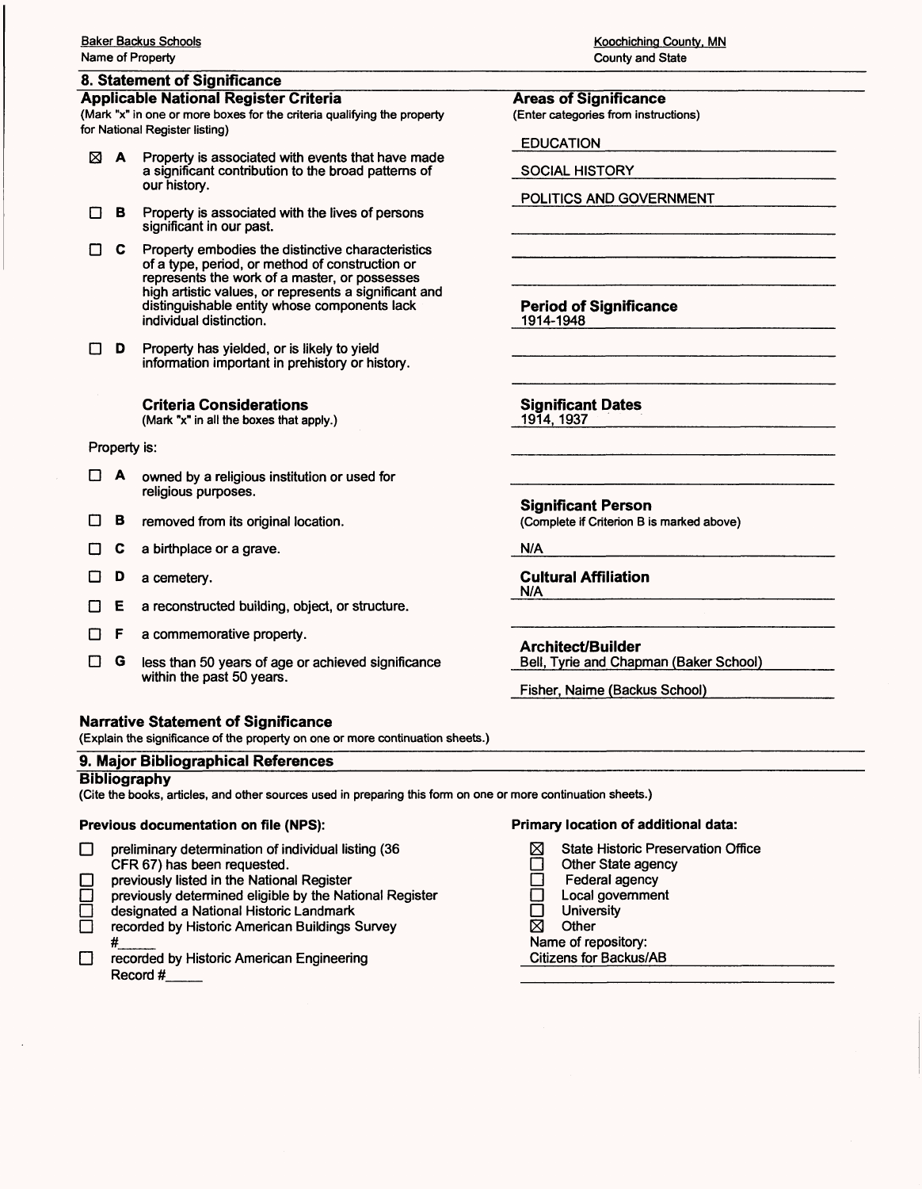Baker Backus Schools
Name of Property

Koochiching County, MN
County and State

## 8. Statement of Significance

### Applicable National Register Criteria

(Mark "x" in one or more boxes for the criteria qualifying the property for National Register listing)

- ☒ **A** Property is associated with events that have made a significant contribution to the broad patterns of our history.
- ☐ **B** Property is associated with the lives of persons significant in our past.
- ☐ **C** Property embodies the distinctive characteristics of a type, period, or method of construction or represents the work of a master, or possesses high artistic values, or represents a significant and distinguishable entity whose components lack individual distinction.
- ☐ **D** Property has yielded, or is likely to yield information important in prehistory or history.

### Criteria Considerations

(Mark "x" in all the boxes that apply.)

Property is:

- ☐ **A** owned by a religious institution or used for religious purposes.
- ☐ **B** removed from its original location.
- ☐ **C** a birthplace or a grave.
- ☐ **D** a cemetery.
- ☐ **E** a reconstructed building, object, or structure.
- ☐ **F** a commemorative property.
- ☐ **G** less than 50 years of age or achieved significance within the past 50 years.

### Areas of Significance

(Enter categories from instructions)

EDUCATION

SOCIAL HISTORY

POLITICS AND GOVERNMENT

### Period of Significance

1914-1948

### Significant Dates

1914, 1937

### Significant Person

(Complete if Criterion B is marked above)

N/A

### Cultural Affiliation

N/A

### Architect/Builder

Bell, Tyrie and Chapman (Baker School)

Fisher, Naime (Backus School)

### Narrative Statement of Significance

(Explain the significance of the property on one or more continuation sheets.)

## 9. Major Bibliographical References

### Bibliography

(Cite the books, articles, and other sources used in preparing this form on one or more continuation sheets.)

### Previous documentation on file (NPS):

- ☐ preliminary determination of individual listing (36 CFR 67) has been requested.
- ☐ previously listed in the National Register
- ☐ previously determined eligible by the National Register
- ☐ designated a National Historic Landmark
- ☐ recorded by Historic American Buildings Survey #_____
- ☐ recorded by Historic American Engineering Record #_____

### Primary location of additional data:

- ☒ State Historic Preservation Office
- ☐ Other State agency
- ☐ Federal agency
- ☐ Local government
- ☐ University
- ☒ Other

Name of repository:
Citizens for Backus/AB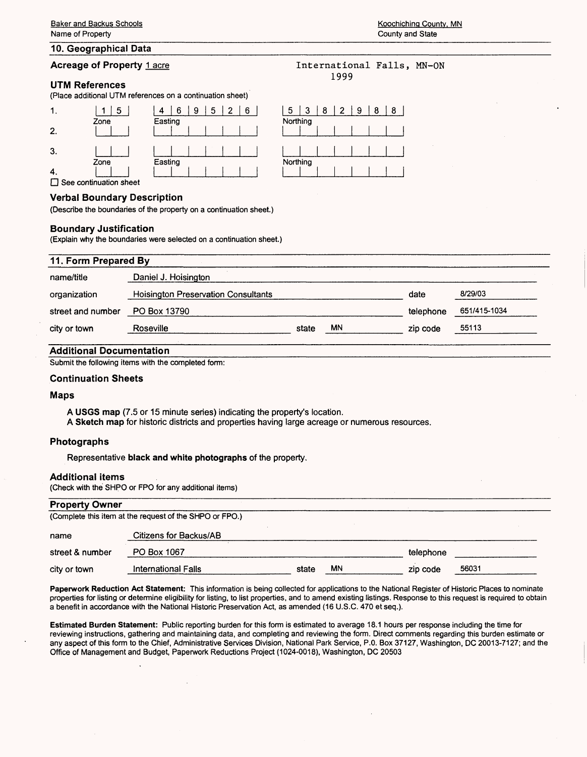Baker and Backus Schools
Name of Property

Koochiching County, MN
County and State

## 10. Geographical Data

**Acreage of Property** 1 acre

International Falls, MN-ON
1999

### UTM References

(Place additional UTM references on a continuation sheet)

| | Zone | Easting | Northing |
|---|---|---|---|
| 1. | 1 5 | 4 6 9 5 2 6 | 5 3 8 2 9 8 8 |
| 2. | | | |
| 3. | | | |
| 4. | | | |

☐ See continuation sheet

### Verbal Boundary Description

(Describe the boundaries of the property on a continuation sheet.)

### Boundary Justification

(Explain why the boundaries were selected on a continuation sheet.)

## 11. Form Prepared By

| | | | | | |
|---|---|---|---|---|---|
| name/title | Daniel J. Hoisington | | | | |
| organization | Hoisington Preservation Consultants | | | date | 8/29/03 |
| street and number | PO Box 13790 | | | telephone | 651/415-1034 |
| city or town | Roseville | state | MN | zip code | 55113 |

## Additional Documentation

Submit the following items with the completed form:

### Continuation Sheets

### Maps

A **USGS map** (7.5 or 15 minute series) indicating the property's location.
A **Sketch map** for historic districts and properties having large acreage or numerous resources.

### Photographs

Representative **black and white photographs** of the property.

### Additional items

(Check with the SHPO or FPO for any additional items)

## Property Owner

(Complete this item at the request of the SHPO or FPO.)

| | | | | | |
|---|---|---|---|---|---|
| name | Citizens for Backus/AB | | | | |
| street & number | PO Box 1067 | | | telephone | |
| city or town | International Falls | state | MN | zip code | 56031 |

**Paperwork Reduction Act Statement:** This information is being collected for applications to the National Register of Historic Places to nominate properties for listing or determine eligibility for listing, to list properties, and to amend existing listings. Response to this request is required to obtain a benefit in accordance with the National Historic Preservation Act, as amended (16 U.S.C. 470 et seq.).

**Estimated Burden Statement:** Public reporting burden for this form is estimated to average 18.1 hours per response including the time for reviewing instructions, gathering and maintaining data, and completing and reviewing the form. Direct comments regarding this burden estimate or any aspect of this form to the Chief, Administrative Services Division, National Park Service, P.0. Box 37127, Washington, DC 20013-7127; and the Office of Management and Budget, Paperwork Reductions Project (1024-0018), Washington, DC 20503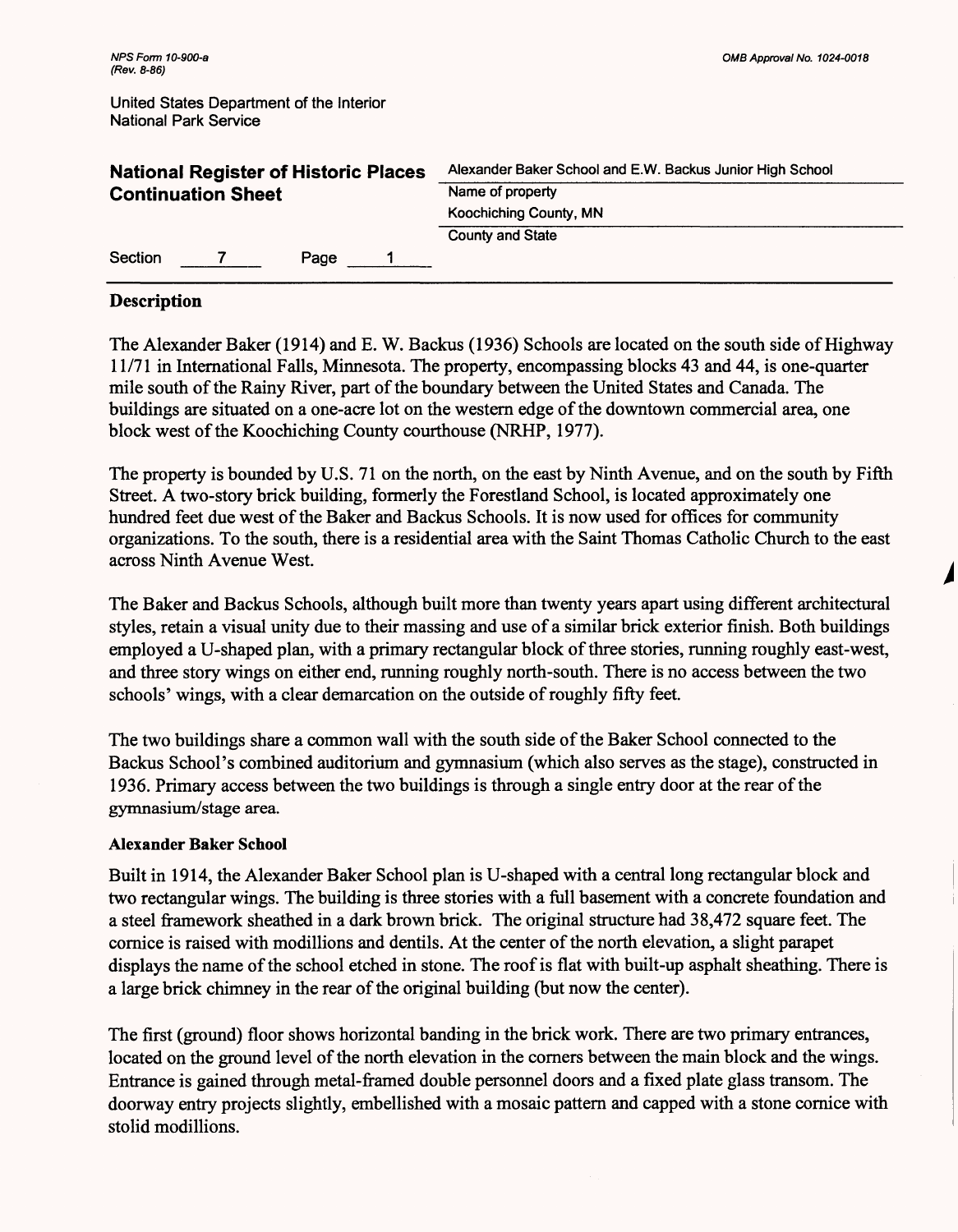NPS Form 10-900-a
(Rev. 8-86)

OMB Approval No. 1024-0018

United States Department of the Interior
National Park Service

**National Register of Historic Places Continuation Sheet**

Alexander Baker School and E.W. Backus Junior High School
Name of property
Koochiching County, MN
County and State

Section 7 Page 1

## Description

The Alexander Baker (1914) and E. W. Backus (1936) Schools are located on the south side of Highway 11/71 in International Falls, Minnesota. The property, encompassing blocks 43 and 44, is one-quarter mile south of the Rainy River, part of the boundary between the United States and Canada. The buildings are situated on a one-acre lot on the western edge of the downtown commercial area, one block west of the Koochiching County courthouse (NRHP, 1977).

The property is bounded by U.S. 71 on the north, on the east by Ninth Avenue, and on the south by Fifth Street. A two-story brick building, formerly the Forestland School, is located approximately one hundred feet due west of the Baker and Backus Schools. It is now used for offices for community organizations. To the south, there is a residential area with the Saint Thomas Catholic Church to the east across Ninth Avenue West.

The Baker and Backus Schools, although built more than twenty years apart using different architectural styles, retain a visual unity due to their massing and use of a similar brick exterior finish. Both buildings employed a U-shaped plan, with a primary rectangular block of three stories, running roughly east-west, and three story wings on either end, running roughly north-south. There is no access between the two schools' wings, with a clear demarcation on the outside of roughly fifty feet.

The two buildings share a common wall with the south side of the Baker School connected to the Backus School's combined auditorium and gymnasium (which also serves as the stage), constructed in 1936. Primary access between the two buildings is through a single entry door at the rear of the gymnasium/stage area.

### Alexander Baker School

Built in 1914, the Alexander Baker School plan is U-shaped with a central long rectangular block and two rectangular wings. The building is three stories with a full basement with a concrete foundation and a steel framework sheathed in a dark brown brick. The original structure had 38,472 square feet. The cornice is raised with modillions and dentils. At the center of the north elevation, a slight parapet displays the name of the school etched in stone. The roof is flat with built-up asphalt sheathing. There is a large brick chimney in the rear of the original building (but now the center).

The first (ground) floor shows horizontal banding in the brick work. There are two primary entrances, located on the ground level of the north elevation in the corners between the main block and the wings. Entrance is gained through metal-framed double personnel doors and a fixed plate glass transom. The doorway entry projects slightly, embellished with a mosaic pattern and capped with a stone cornice with stolid modillions.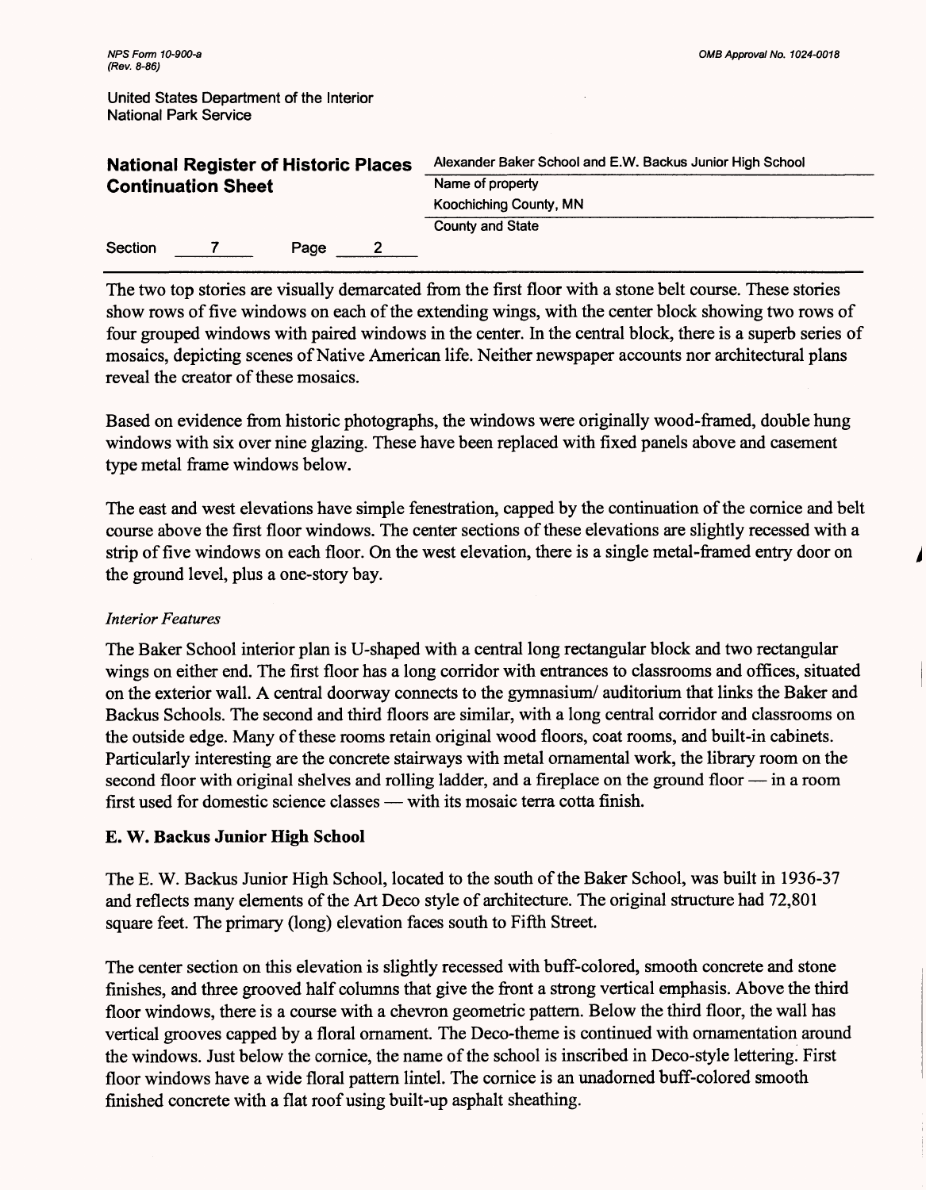The two top stories are visually demarcated from the first floor with a stone belt course. These stories show rows of five windows on each of the extending wings, with the center block showing two rows of four grouped windows with paired windows in the center. In the central block, there is a superb series of mosaics, depicting scenes of Native American life. Neither newspaper accounts nor architectural plans reveal the creator of these mosaics.

Based on evidence from historic photographs, the windows were originally wood-framed, double hung windows with six over nine glazing. These have been replaced with fixed panels above and casement type metal frame windows below.

The east and west elevations have simple fenestration, capped by the continuation of the cornice and belt course above the first floor windows. The center sections of these elevations are slightly recessed with a strip of five windows on each floor. On the west elevation, there is a single metal-framed entry door on the ground level, plus a one-story bay.

*Interior Features*

The Baker School interior plan is U-shaped with a central long rectangular block and two rectangular wings on either end. The first floor has a long corridor with entrances to classrooms and offices, situated on the exterior wall. A central doorway connects to the gymnasium/ auditorium that links the Baker and Backus Schools. The second and third floors are similar, with a long central corridor and classrooms on the outside edge. Many of these rooms retain original wood floors, coat rooms, and built-in cabinets. Particularly interesting are the concrete stairways with metal ornamental work, the library room on the second floor with original shelves and rolling ladder, and a fireplace on the ground floor — in a room first used for domestic science classes — with its mosaic terra cotta finish.

**E. W. Backus Junior High School**

The E. W. Backus Junior High School, located to the south of the Baker School, was built in 1936-37 and reflects many elements of the Art Deco style of architecture. The original structure had 72,801 square feet. The primary (long) elevation faces south to Fifth Street.

The center section on this elevation is slightly recessed with buff-colored, smooth concrete and stone finishes, and three grooved half columns that give the front a strong vertical emphasis. Above the third floor windows, there is a course with a chevron geometric pattern. Below the third floor, the wall has vertical grooves capped by a floral ornament. The Deco-theme is continued with ornamentation around the windows. Just below the cornice, the name of the school is inscribed in Deco-style lettering. First floor windows have a wide floral pattern lintel. The cornice is an unadorned buff-colored smooth finished concrete with a flat roof using built-up asphalt sheathing.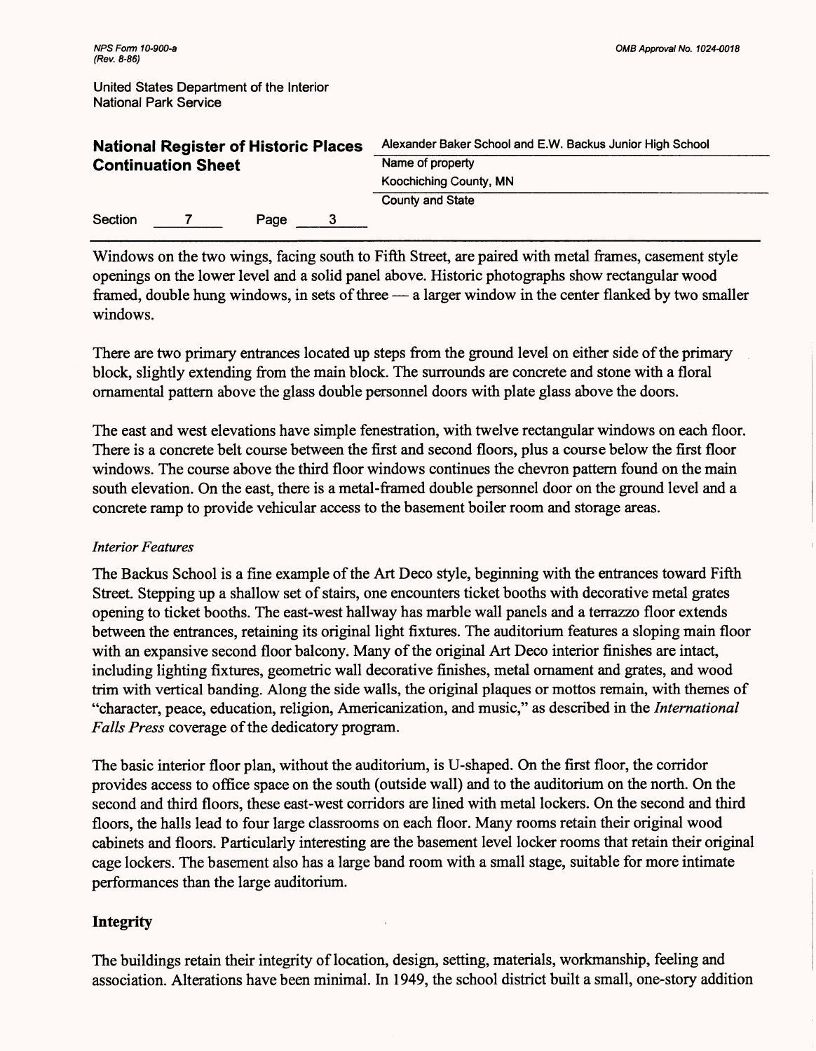Windows on the two wings, facing south to Fifth Street, are paired with metal frames, casement style openings on the lower level and a solid panel above. Historic photographs show rectangular wood framed, double hung windows, in sets of three — a larger window in the center flanked by two smaller windows.

There are two primary entrances located up steps from the ground level on either side of the primary block, slightly extending from the main block. The surrounds are concrete and stone with a floral ornamental pattern above the glass double personnel doors with plate glass above the doors.

The east and west elevations have simple fenestration, with twelve rectangular windows on each floor. There is a concrete belt course between the first and second floors, plus a course below the first floor windows. The course above the third floor windows continues the chevron pattern found on the main south elevation. On the east, there is a metal-framed double personnel door on the ground level and a concrete ramp to provide vehicular access to the basement boiler room and storage areas.

*Interior Features*

The Backus School is a fine example of the Art Deco style, beginning with the entrances toward Fifth Street. Stepping up a shallow set of stairs, one encounters ticket booths with decorative metal grates opening to ticket booths. The east-west hallway has marble wall panels and a terrazzo floor extends between the entrances, retaining its original light fixtures. The auditorium features a sloping main floor with an expansive second floor balcony. Many of the original Art Deco interior finishes are intact, including lighting fixtures, geometric wall decorative finishes, metal ornament and grates, and wood trim with vertical banding. Along the side walls, the original plaques or mottos remain, with themes of "character, peace, education, religion, Americanization, and music," as described in the *International Falls Press* coverage of the dedicatory program.

The basic interior floor plan, without the auditorium, is U-shaped. On the first floor, the corridor provides access to office space on the south (outside wall) and to the auditorium on the north. On the second and third floors, these east-west corridors are lined with metal lockers. On the second and third floors, the halls lead to four large classrooms on each floor. Many rooms retain their original wood cabinets and floors. Particularly interesting are the basement level locker rooms that retain their original cage lockers. The basement also has a large band room with a small stage, suitable for more intimate performances than the large auditorium.

## Integrity

The buildings retain their integrity of location, design, setting, materials, workmanship, feeling and association. Alterations have been minimal. In 1949, the school district built a small, one-story addition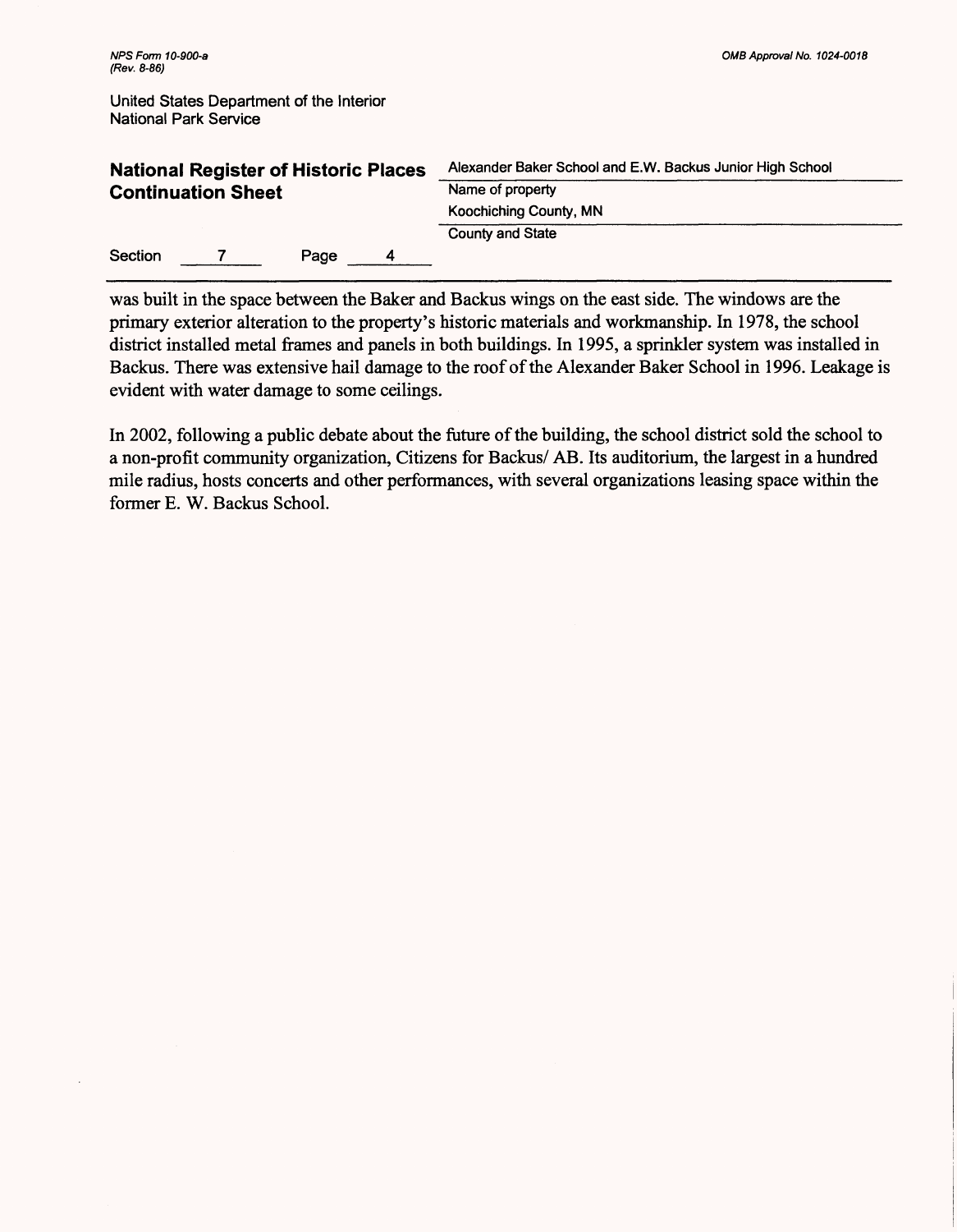was built in the space between the Baker and Backus wings on the east side. The windows are the primary exterior alteration to the property's historic materials and workmanship. In 1978, the school district installed metal frames and panels in both buildings. In 1995, a sprinkler system was installed in Backus. There was extensive hail damage to the roof of the Alexander Baker School in 1996. Leakage is evident with water damage to some ceilings.

In 2002, following a public debate about the future of the building, the school district sold the school to a non-profit community organization, Citizens for Backus/ AB. Its auditorium, the largest in a hundred mile radius, hosts concerts and other performances, with several organizations leasing space within the former E. W. Backus School.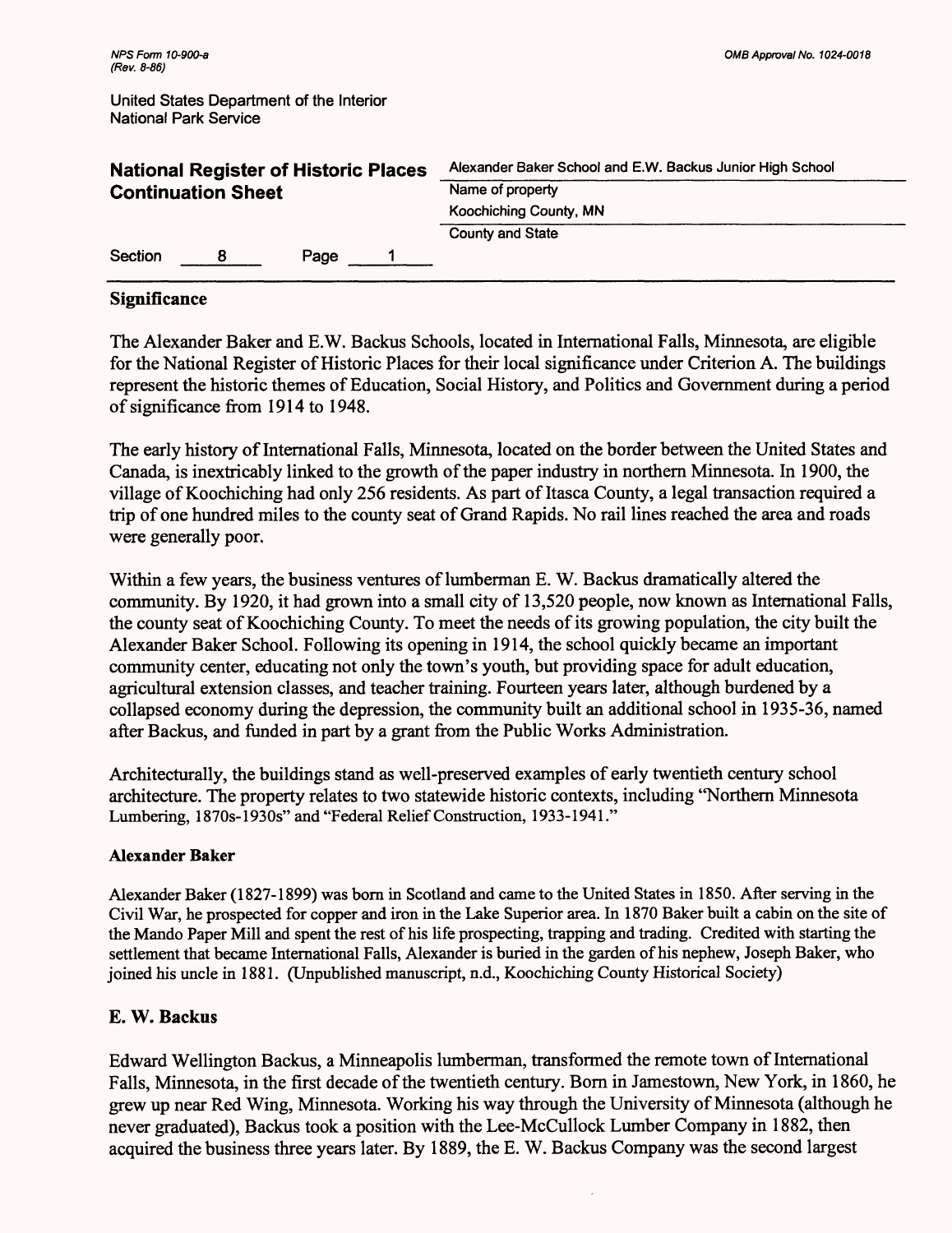## Significance

The Alexander Baker and E.W. Backus Schools, located in International Falls, Minnesota, are eligible for the National Register of Historic Places for their local significance under Criterion A. The buildings represent the historic themes of Education, Social History, and Politics and Government during a period of significance from 1914 to 1948.

The early history of International Falls, Minnesota, located on the border between the United States and Canada, is inextricably linked to the growth of the paper industry in northern Minnesota. In 1900, the village of Koochiching had only 256 residents. As part of Itasca County, a legal transaction required a trip of one hundred miles to the county seat of Grand Rapids. No rail lines reached the area and roads were generally poor.

Within a few years, the business ventures of lumberman E. W. Backus dramatically altered the community. By 1920, it had grown into a small city of 13,520 people, now known as International Falls, the county seat of Koochiching County. To meet the needs of its growing population, the city built the Alexander Baker School. Following its opening in 1914, the school quickly became an important community center, educating not only the town's youth, but providing space for adult education, agricultural extension classes, and teacher training. Fourteen years later, although burdened by a collapsed economy during the depression, the community built an additional school in 1935-36, named after Backus, and funded in part by a grant from the Public Works Administration.

Architecturally, the buildings stand as well-preserved examples of early twentieth century school architecture. The property relates to two statewide historic contexts, including "Northern Minnesota Lumbering, 1870s-1930s" and "Federal Relief Construction, 1933-1941."

### Alexander Baker

Alexander Baker (1827-1899) was born in Scotland and came to the United States in 1850. After serving in the Civil War, he prospected for copper and iron in the Lake Superior area. In 1870 Baker built a cabin on the site of the Mando Paper Mill and spent the rest of his life prospecting, trapping and trading. Credited with starting the settlement that became International Falls, Alexander is buried in the garden of his nephew, Joseph Baker, who joined his uncle in 1881. (Unpublished manuscript, n.d., Koochiching County Historical Society)

### E. W. Backus

Edward Wellington Backus, a Minneapolis lumberman, transformed the remote town of International Falls, Minnesota, in the first decade of the twentieth century. Born in Jamestown, New York, in 1860, he grew up near Red Wing, Minnesota. Working his way through the University of Minnesota (although he never graduated), Backus took a position with the Lee-McCullock Lumber Company in 1882, then acquired the business three years later. By 1889, the E. W. Backus Company was the second largest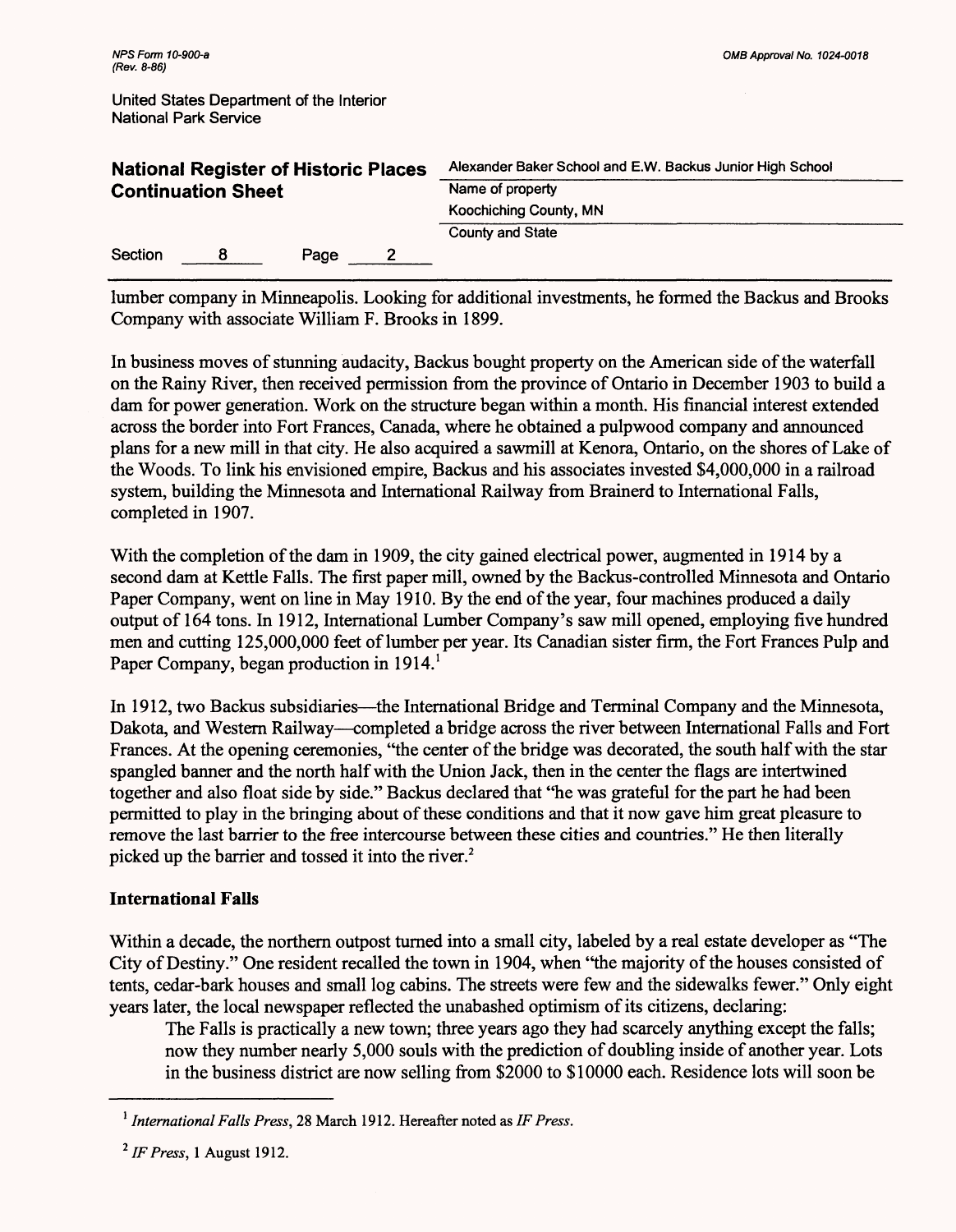lumber company in Minneapolis. Looking for additional investments, he formed the Backus and Brooks Company with associate William F. Brooks in 1899.

In business moves of stunning audacity, Backus bought property on the American side of the waterfall on the Rainy River, then received permission from the province of Ontario in December 1903 to build a dam for power generation. Work on the structure began within a month. His financial interest extended across the border into Fort Frances, Canada, where he obtained a pulpwood company and announced plans for a new mill in that city. He also acquired a sawmill at Kenora, Ontario, on the shores of Lake of the Woods. To link his envisioned empire, Backus and his associates invested $4,000,000 in a railroad system, building the Minnesota and International Railway from Brainerd to International Falls, completed in 1907.

With the completion of the dam in 1909, the city gained electrical power, augmented in 1914 by a second dam at Kettle Falls. The first paper mill, owned by the Backus-controlled Minnesota and Ontario Paper Company, went on line in May 1910. By the end of the year, four machines produced a daily output of 164 tons. In 1912, International Lumber Company's saw mill opened, employing five hundred men and cutting 125,000,000 feet of lumber per year. Its Canadian sister firm, the Fort Frances Pulp and Paper Company, began production in 1914.[1]

In 1912, two Backus subsidiaries—the International Bridge and Terminal Company and the Minnesota, Dakota, and Western Railway—completed a bridge across the river between International Falls and Fort Frances. At the opening ceremonies, "the center of the bridge was decorated, the south half with the star spangled banner and the north half with the Union Jack, then in the center the flags are intertwined together and also float side by side." Backus declared that "he was grateful for the part he had been permitted to play in the bringing about of these conditions and that it now gave him great pleasure to remove the last barrier to the free intercourse between these cities and countries." He then literally picked up the barrier and tossed it into the river.[2]

## International Falls

Within a decade, the northern outpost turned into a small city, labeled by a real estate developer as "The City of Destiny." One resident recalled the town in 1904, when "the majority of the houses consisted of tents, cedar-bark houses and small log cabins. The streets were few and the sidewalks fewer." Only eight years later, the local newspaper reflected the unabashed optimism of its citizens, declaring:

> The Falls is practically a new town; three years ago they had scarcely anything except the falls; now they number nearly 5,000 souls with the prediction of doubling inside of another year. Lots in the business district are now selling from $2000 to $10000 each. Residence lots will soon be

---

[1] *International Falls Press*, 28 March 1912. Hereafter noted as *IF Press*.

[2] *IF Press*, 1 August 1912.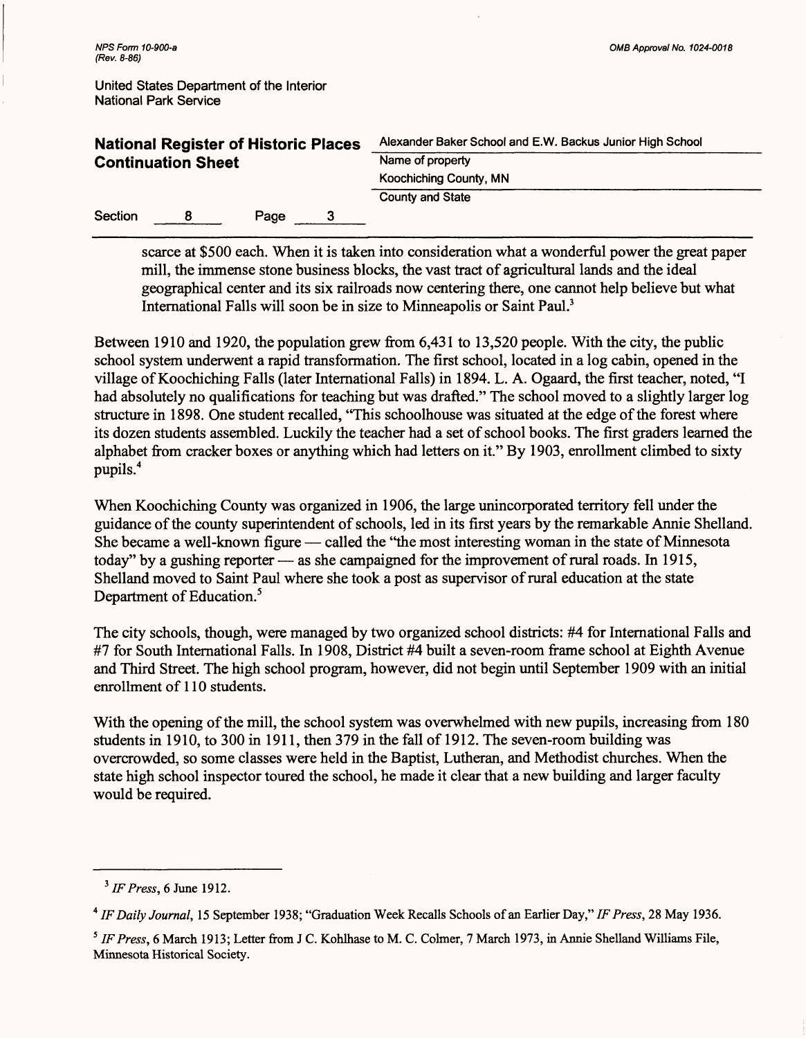scarce at $500 each. When it is taken into consideration what a wonderful power the great paper mill, the immense stone business blocks, the vast tract of agricultural lands and the ideal geographical center and its six railroads now centering there, one cannot help believe but what International Falls will soon be in size to Minneapolis or Saint Paul.[3]

Between 1910 and 1920, the population grew from 6,431 to 13,520 people. With the city, the public school system underwent a rapid transformation. The first school, located in a log cabin, opened in the village of Koochiching Falls (later International Falls) in 1894. L. A. Ogaard, the first teacher, noted, "I had absolutely no qualifications for teaching but was drafted." The school moved to a slightly larger log structure in 1898. One student recalled, "This schoolhouse was situated at the edge of the forest where its dozen students assembled. Luckily the teacher had a set of school books. The first graders learned the alphabet from cracker boxes or anything which had letters on it." By 1903, enrollment climbed to sixty pupils.[4]

When Koochiching County was organized in 1906, the large unincorporated territory fell under the guidance of the county superintendent of schools, led in its first years by the remarkable Annie Shelland. She became a well-known figure — called the "the most interesting woman in the state of Minnesota today" by a gushing reporter — as she campaigned for the improvement of rural roads. In 1915, Shelland moved to Saint Paul where she took a post as supervisor of rural education at the state Department of Education.[5]

The city schools, though, were managed by two organized school districts: #4 for International Falls and #7 for South International Falls. In 1908, District #4 built a seven-room frame school at Eighth Avenue and Third Street. The high school program, however, did not begin until September 1909 with an initial enrollment of 110 students.

With the opening of the mill, the school system was overwhelmed with new pupils, increasing from 180 students in 1910, to 300 in 1911, then 379 in the fall of 1912. The seven-room building was overcrowded, so some classes were held in the Baptist, Lutheran, and Methodist churches. When the state high school inspector toured the school, he made it clear that a new building and larger faculty would be required.

---

[3] *IF Press*, 6 June 1912.

[4] *IF Daily Journal*, 15 September 1938; "Graduation Week Recalls Schools of an Earlier Day," *IF Press*, 28 May 1936.

[5] *IF Press*, 6 March 1913; Letter from J C. Kohlhase to M. C. Colmer, 7 March 1973, in Annie Shelland Williams File, Minnesota Historical Society.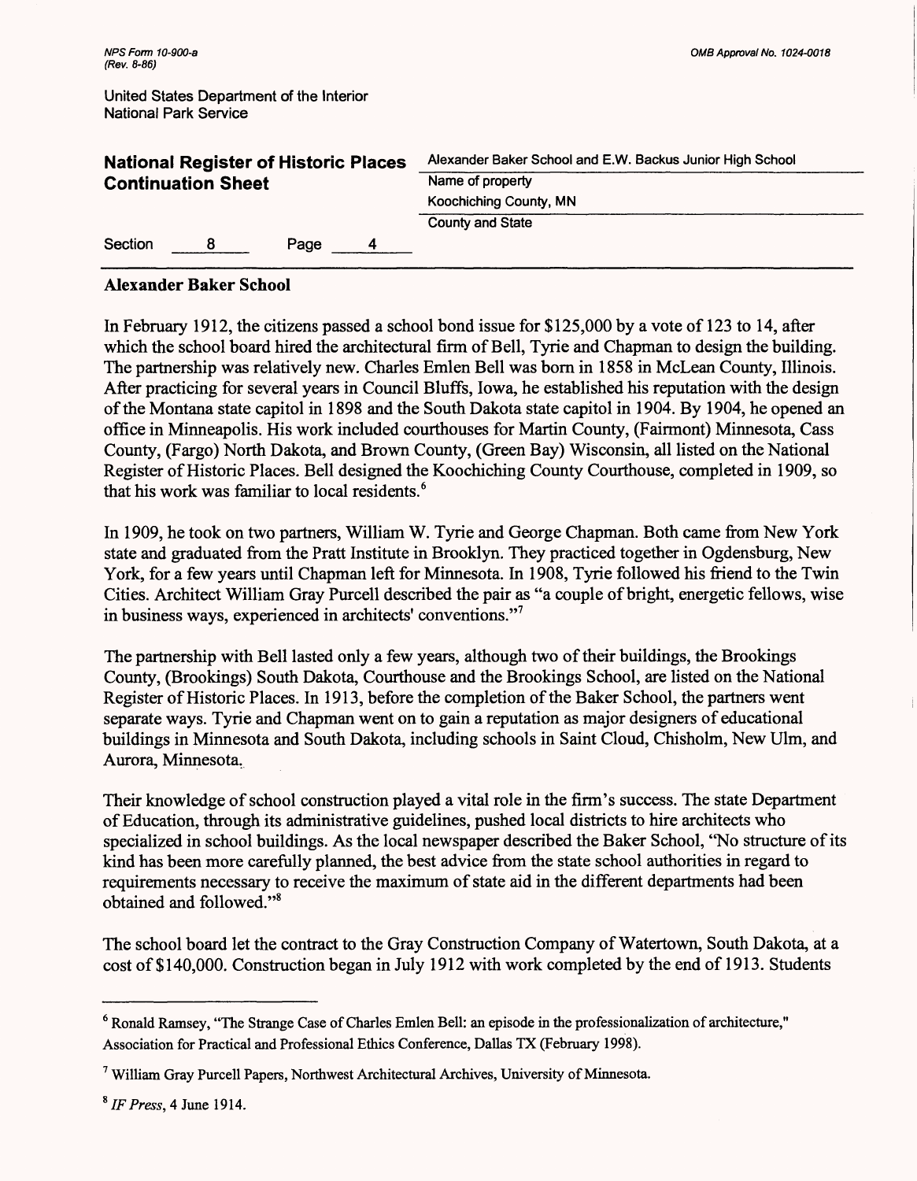## Alexander Baker School

In February 1912, the citizens passed a school bond issue for $125,000 by a vote of 123 to 14, after which the school board hired the architectural firm of Bell, Tyrie and Chapman to design the building. The partnership was relatively new. Charles Emlen Bell was born in 1858 in McLean County, Illinois. After practicing for several years in Council Bluffs, Iowa, he established his reputation with the design of the Montana state capitol in 1898 and the South Dakota state capitol in 1904. By 1904, he opened an office in Minneapolis. His work included courthouses for Martin County, (Fairmont) Minnesota, Cass County, (Fargo) North Dakota, and Brown County, (Green Bay) Wisconsin, all listed on the National Register of Historic Places. Bell designed the Koochiching County Courthouse, completed in 1909, so that his work was familiar to local residents.[6]

In 1909, he took on two partners, William W. Tyrie and George Chapman. Both came from New York state and graduated from the Pratt Institute in Brooklyn. They practiced together in Ogdensburg, New York, for a few years until Chapman left for Minnesota. In 1908, Tyrie followed his friend to the Twin Cities. Architect William Gray Purcell described the pair as "a couple of bright, energetic fellows, wise in business ways, experienced in architects' conventions."[7]

The partnership with Bell lasted only a few years, although two of their buildings, the Brookings County, (Brookings) South Dakota, Courthouse and the Brookings School, are listed on the National Register of Historic Places. In 1913, before the completion of the Baker School, the partners went separate ways. Tyrie and Chapman went on to gain a reputation as major designers of educational buildings in Minnesota and South Dakota, including schools in Saint Cloud, Chisholm, New Ulm, and Aurora, Minnesota.

Their knowledge of school construction played a vital role in the firm's success. The state Department of Education, through its administrative guidelines, pushed local districts to hire architects who specialized in school buildings. As the local newspaper described the Baker School, "No structure of its kind has been more carefully planned, the best advice from the state school authorities in regard to requirements necessary to receive the maximum of state aid in the different departments had been obtained and followed."[8]

The school board let the contract to the Gray Construction Company of Watertown, South Dakota, at a cost of $140,000. Construction began in July 1912 with work completed by the end of 1913. Students

---

[6] Ronald Ramsey, "The Strange Case of Charles Emlen Bell: an episode in the professionalization of architecture," Association for Practical and Professional Ethics Conference, Dallas TX (February 1998).

[7] William Gray Purcell Papers, Northwest Architectural Archives, University of Minnesota.

[8] *IF Press*, 4 June 1914.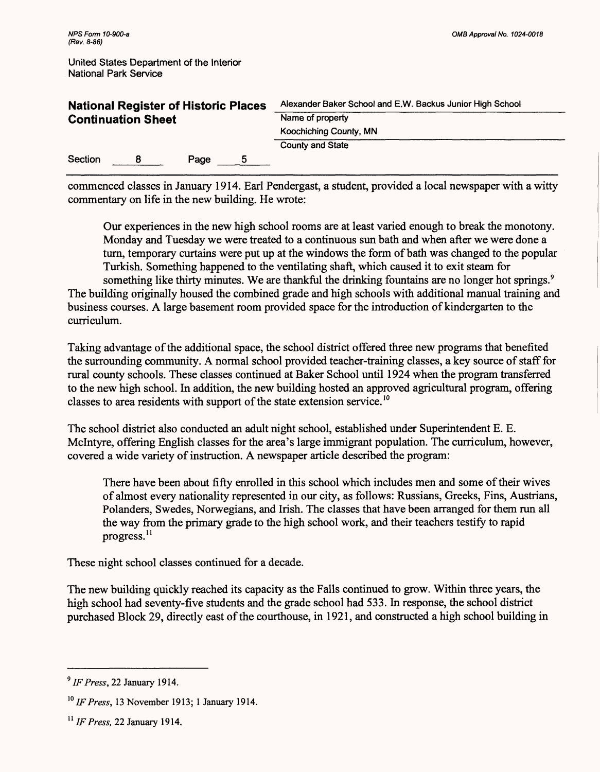commenced classes in January 1914. Earl Pendergast, a student, provided a local newspaper with a witty commentary on life in the new building. He wrote:

> Our experiences in the new high school rooms are at least varied enough to break the monotony. Monday and Tuesday we were treated to a continuous sun bath and when after we were done a turn, temporary curtains were put up at the windows the form of bath was changed to the popular Turkish. Something happened to the ventilating shaft, which caused it to exit steam for something like thirty minutes. We are thankful the drinking fountains are no longer hot springs.[9]

The building originally housed the combined grade and high schools with additional manual training and business courses. A large basement room provided space for the introduction of kindergarten to the curriculum.

Taking advantage of the additional space, the school district offered three new programs that benefited the surrounding community. A normal school provided teacher-training classes, a key source of staff for rural county schools. These classes continued at Baker School until 1924 when the program transferred to the new high school. In addition, the new building hosted an approved agricultural program, offering classes to area residents with support of the state extension service.[10]

The school district also conducted an adult night school, established under Superintendent E. E. McIntyre, offering English classes for the area's large immigrant population. The curriculum, however, covered a wide variety of instruction. A newspaper article described the program:

> There have been about fifty enrolled in this school which includes men and some of their wives of almost every nationality represented in our city, as follows: Russians, Greeks, Fins, Austrians, Polanders, Swedes, Norwegians, and Irish. The classes that have been arranged for them run all the way from the primary grade to the high school work, and their teachers testify to rapid progress.[11]

These night school classes continued for a decade.

The new building quickly reached its capacity as the Falls continued to grow. Within three years, the high school had seventy-five students and the grade school had 533. In response, the school district purchased Block 29, directly east of the courthouse, in 1921, and constructed a high school building in

---

[9] *IF Press*, 22 January 1914.

[10] *IF Press*, 13 November 1913; 1 January 1914.

[11] *IF Press*, 22 January 1914.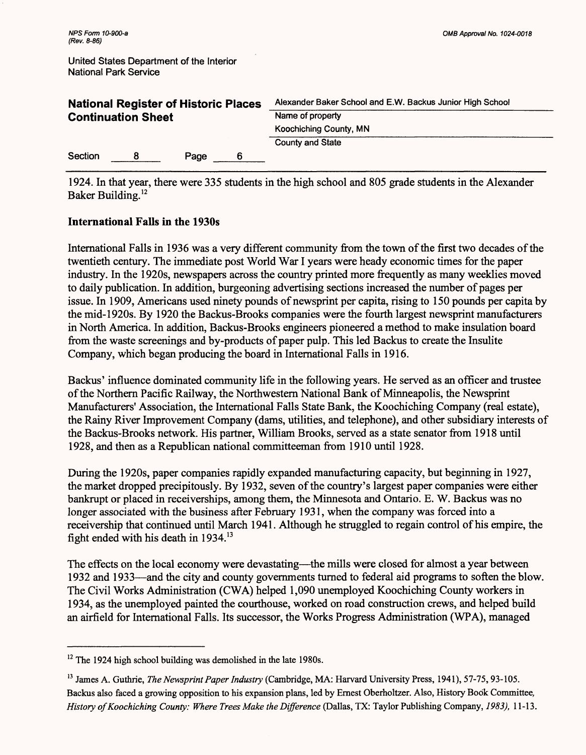1924. In that year, there were 335 students in the high school and 805 grade students in the Alexander Baker Building.[12]

### International Falls in the 1930s

International Falls in 1936 was a very different community from the town of the first two decades of the twentieth century. The immediate post World War I years were heady economic times for the paper industry. In the 1920s, newspapers across the country printed more frequently as many weeklies moved to daily publication. In addition, burgeoning advertising sections increased the number of pages per issue. In 1909, Americans used ninety pounds of newsprint per capita, rising to 150 pounds per capita by the mid-1920s. By 1920 the Backus-Brooks companies were the fourth largest newsprint manufacturers in North America. In addition, Backus-Brooks engineers pioneered a method to make insulation board from the waste screenings and by-products of paper pulp. This led Backus to create the Insulite Company, which began producing the board in International Falls in 1916.

Backus' influence dominated community life in the following years. He served as an officer and trustee of the Northern Pacific Railway, the Northwestern National Bank of Minneapolis, the Newsprint Manufacturers' Association, the International Falls State Bank, the Koochiching Company (real estate), the Rainy River Improvement Company (dams, utilities, and telephone), and other subsidiary interests of the Backus-Brooks network. His partner, William Brooks, served as a state senator from 1918 until 1928, and then as a Republican national committeeman from 1910 until 1928.

During the 1920s, paper companies rapidly expanded manufacturing capacity, but beginning in 1927, the market dropped precipitously. By 1932, seven of the country's largest paper companies were either bankrupt or placed in receiverships, among them, the Minnesota and Ontario. E. W. Backus was no longer associated with the business after February 1931, when the company was forced into a receivership that continued until March 1941. Although he struggled to regain control of his empire, the fight ended with his death in 1934.[13]

The effects on the local economy were devastating—the mills were closed for almost a year between 1932 and 1933—and the city and county governments turned to federal aid programs to soften the blow. The Civil Works Administration (CWA) helped 1,090 unemployed Koochiching County workers in 1934, as the unemployed painted the courthouse, worked on road construction crews, and helped build an airfield for International Falls. Its successor, the Works Progress Administration (WPA), managed

---

[12] The 1924 high school building was demolished in the late 1980s.

[13] James A. Guthrie, *The Newsprint Paper Industry* (Cambridge, MA: Harvard University Press, 1941), 57-75, 93-105. Backus also faced a growing opposition to his expansion plans, led by Ernest Oberholtzer. Also, History Book Committee, *History of Koochiching County: Where Trees Make the Difference* (Dallas, TX: Taylor Publishing Company, *1983),* 11-13.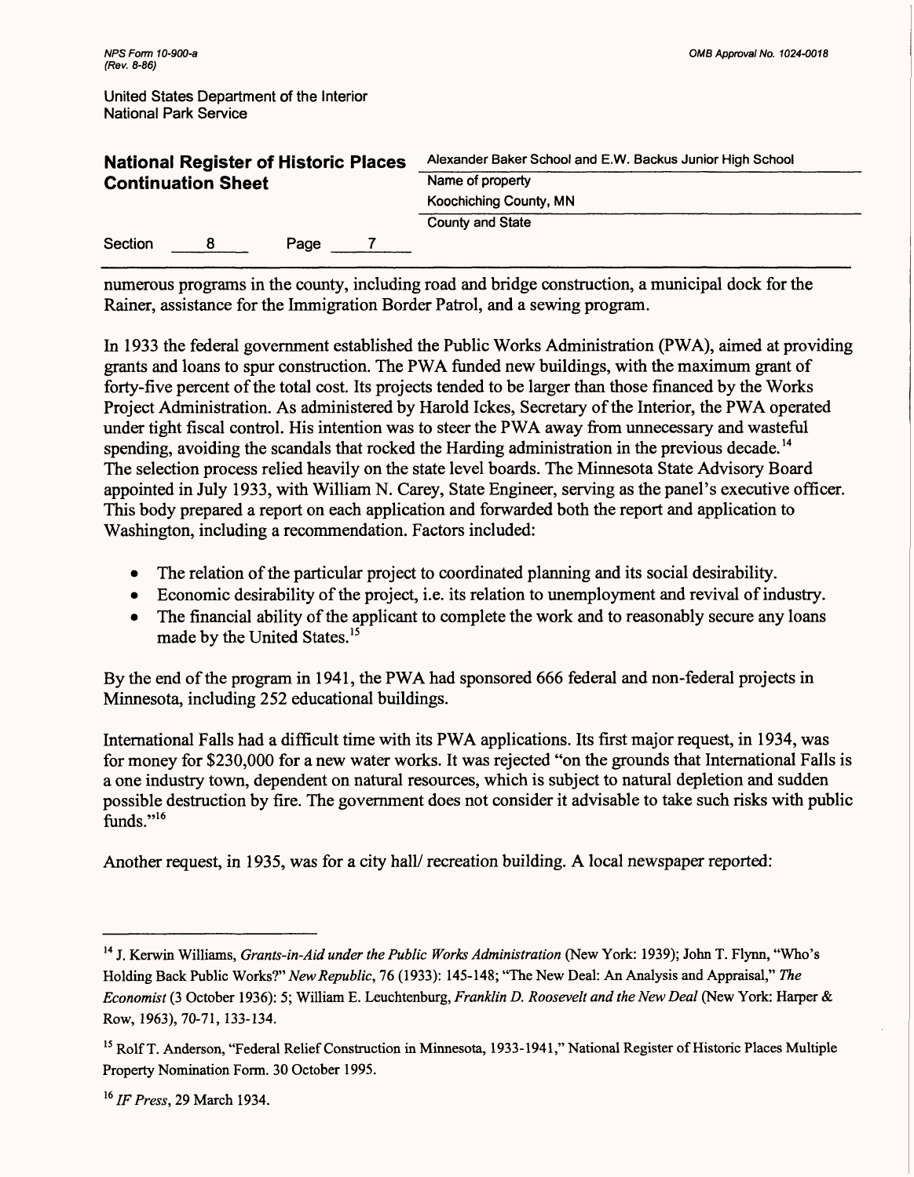numerous programs in the county, including road and bridge construction, a municipal dock for the Rainer, assistance for the Immigration Border Patrol, and a sewing program.

In 1933 the federal government established the Public Works Administration (PWA), aimed at providing grants and loans to spur construction. The PWA funded new buildings, with the maximum grant of forty-five percent of the total cost. Its projects tended to be larger than those financed by the Works Project Administration. As administered by Harold Ickes, Secretary of the Interior, the PWA operated under tight fiscal control. His intention was to steer the PWA away from unnecessary and wasteful spending, avoiding the scandals that rocked the Harding administration in the previous decade.[14] The selection process relied heavily on the state level boards. The Minnesota State Advisory Board appointed in July 1933, with William N. Carey, State Engineer, serving as the panel's executive officer. This body prepared a report on each application and forwarded both the report and application to Washington, including a recommendation. Factors included:

- The relation of the particular project to coordinated planning and its social desirability.
- Economic desirability of the project, i.e. its relation to unemployment and revival of industry.
- The financial ability of the applicant to complete the work and to reasonably secure any loans made by the United States.[15]

By the end of the program in 1941, the PWA had sponsored 666 federal and non-federal projects in Minnesota, including 252 educational buildings.

International Falls had a difficult time with its PWA applications. Its first major request, in 1934, was for money for $230,000 for a new water works. It was rejected "on the grounds that International Falls is a one industry town, dependent on natural resources, which is subject to natural depletion and sudden possible destruction by fire. The government does not consider it advisable to take such risks with public funds."[16]

Another request, in 1935, was for a city hall/ recreation building. A local newspaper reported:

---

[14] J. Kerwin Williams, *Grants-in-Aid under the Public Works Administration* (New York: 1939); John T. Flynn, "Who's Holding Back Public Works?" *New Republic*, 76 (1933): 145-148; "The New Deal: An Analysis and Appraisal," *The Economist* (3 October 1936): 5; William E. Leuchtenburg, *Franklin D. Roosevelt and the New Deal* (New York: Harper & Row, 1963), 70-71, 133-134.

[15] Rolf T. Anderson, "Federal Relief Construction in Minnesota, 1933-1941," National Register of Historic Places Multiple Property Nomination Form. 30 October 1995.

[16] *IF Press*, 29 March 1934.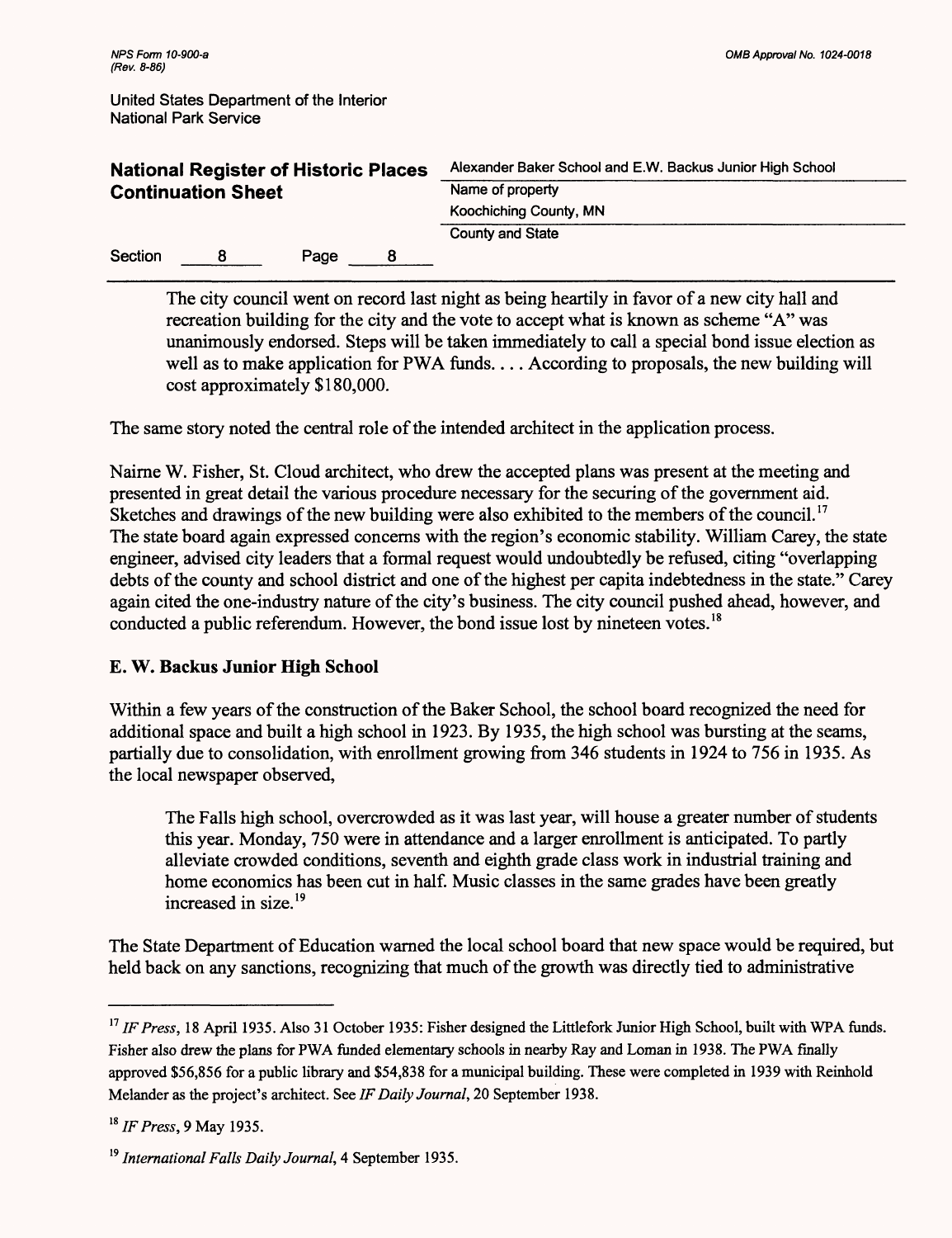The city council went on record last night as being heartily in favor of a new city hall and recreation building for the city and the vote to accept what is known as scheme "A" was unanimously endorsed. Steps will be taken immediately to call a special bond issue election as well as to make application for PWA funds. . . . According to proposals, the new building will cost approximately $180,000.

The same story noted the central role of the intended architect in the application process.

Nairne W. Fisher, St. Cloud architect, who drew the accepted plans was present at the meeting and presented in great detail the various procedure necessary for the securing of the government aid. Sketches and drawings of the new building were also exhibited to the members of the council.[17] The state board again expressed concerns with the region's economic stability. William Carey, the state engineer, advised city leaders that a formal request would undoubtedly be refused, citing "overlapping debts of the county and school district and one of the highest per capita indebtedness in the state." Carey again cited the one-industry nature of the city's business. The city council pushed ahead, however, and conducted a public referendum. However, the bond issue lost by nineteen votes.[18]

### E. W. Backus Junior High School

Within a few years of the construction of the Baker School, the school board recognized the need for additional space and built a high school in 1923. By 1935, the high school was bursting at the seams, partially due to consolidation, with enrollment growing from 346 students in 1924 to 756 in 1935. As the local newspaper observed,

> The Falls high school, overcrowded as it was last year, will house a greater number of students this year. Monday, 750 were in attendance and a larger enrollment is anticipated. To partly alleviate crowded conditions, seventh and eighth grade class work in industrial training and home economics has been cut in half. Music classes in the same grades have been greatly increased in size.[19]

The State Department of Education warned the local school board that new space would be required, but held back on any sanctions, recognizing that much of the growth was directly tied to administrative

---

[17] *IF Press*, 18 April 1935. Also 31 October 1935: Fisher designed the Littlefork Junior High School, built with WPA funds. Fisher also drew the plans for PWA funded elementary schools in nearby Ray and Loman in 1938. The PWA finally approved $56,856 for a public library and $54,838 for a municipal building. These were completed in 1939 with Reinhold Melander as the project's architect. See *IF Daily Journal*, 20 September 1938.

[18] *IF Press*, 9 May 1935.

[19] *International Falls Daily Journal*, 4 September 1935.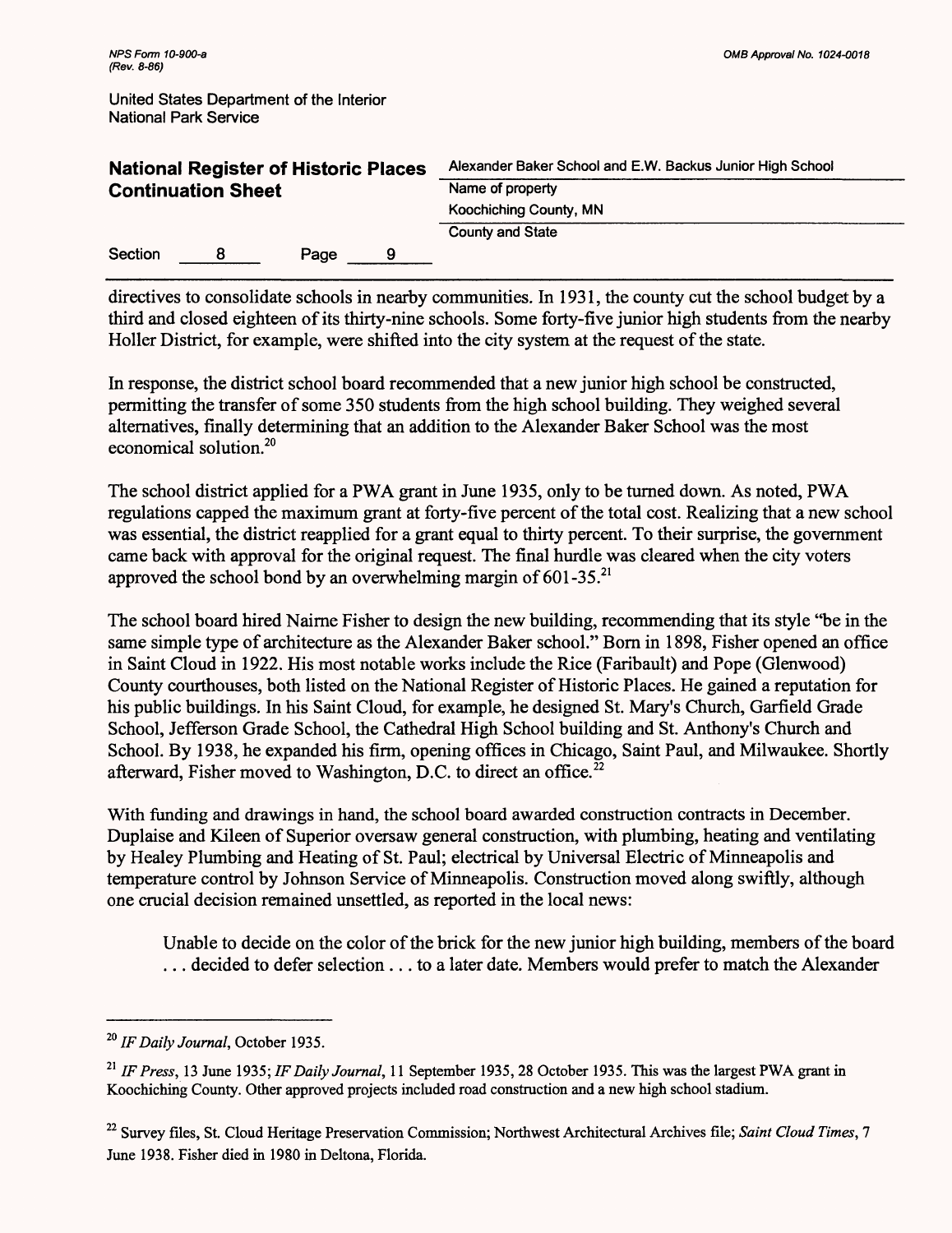directives to consolidate schools in nearby communities. In 1931, the county cut the school budget by a third and closed eighteen of its thirty-nine schools. Some forty-five junior high students from the nearby Holler District, for example, were shifted into the city system at the request of the state.

In response, the district school board recommended that a new junior high school be constructed, permitting the transfer of some 350 students from the high school building. They weighed several alternatives, finally determining that an addition to the Alexander Baker School was the most economical solution.[20]

The school district applied for a PWA grant in June 1935, only to be turned down. As noted, PWA regulations capped the maximum grant at forty-five percent of the total cost. Realizing that a new school was essential, the district reapplied for a grant equal to thirty percent. To their surprise, the government came back with approval for the original request. The final hurdle was cleared when the city voters approved the school bond by an overwhelming margin of 601-35.[21]

The school board hired Nairne Fisher to design the new building, recommending that its style "be in the same simple type of architecture as the Alexander Baker school." Born in 1898, Fisher opened an office in Saint Cloud in 1922. His most notable works include the Rice (Faribault) and Pope (Glenwood) County courthouses, both listed on the National Register of Historic Places. He gained a reputation for his public buildings. In his Saint Cloud, for example, he designed St. Mary's Church, Garfield Grade School, Jefferson Grade School, the Cathedral High School building and St. Anthony's Church and School. By 1938, he expanded his firm, opening offices in Chicago, Saint Paul, and Milwaukee. Shortly afterward, Fisher moved to Washington, D.C. to direct an office.[22]

With funding and drawings in hand, the school board awarded construction contracts in December. Duplaise and Kileen of Superior oversaw general construction, with plumbing, heating and ventilating by Healey Plumbing and Heating of St. Paul; electrical by Universal Electric of Minneapolis and temperature control by Johnson Service of Minneapolis. Construction moved along swiftly, although one crucial decision remained unsettled, as reported in the local news:

> Unable to decide on the color of the brick for the new junior high building, members of the board . . . decided to defer selection . . . to a later date. Members would prefer to match the Alexander

---

[20] *IF Daily Journal*, October 1935.

[21] *IF Press*, 13 June 1935; *IF Daily Journal*, 11 September 1935, 28 October 1935. This was the largest PWA grant in Koochiching County. Other approved projects included road construction and a new high school stadium.

[22] Survey files, St. Cloud Heritage Preservation Commission; Northwest Architectural Archives file; *Saint Cloud Times*, 7 June 1938. Fisher died in 1980 in Deltona, Florida.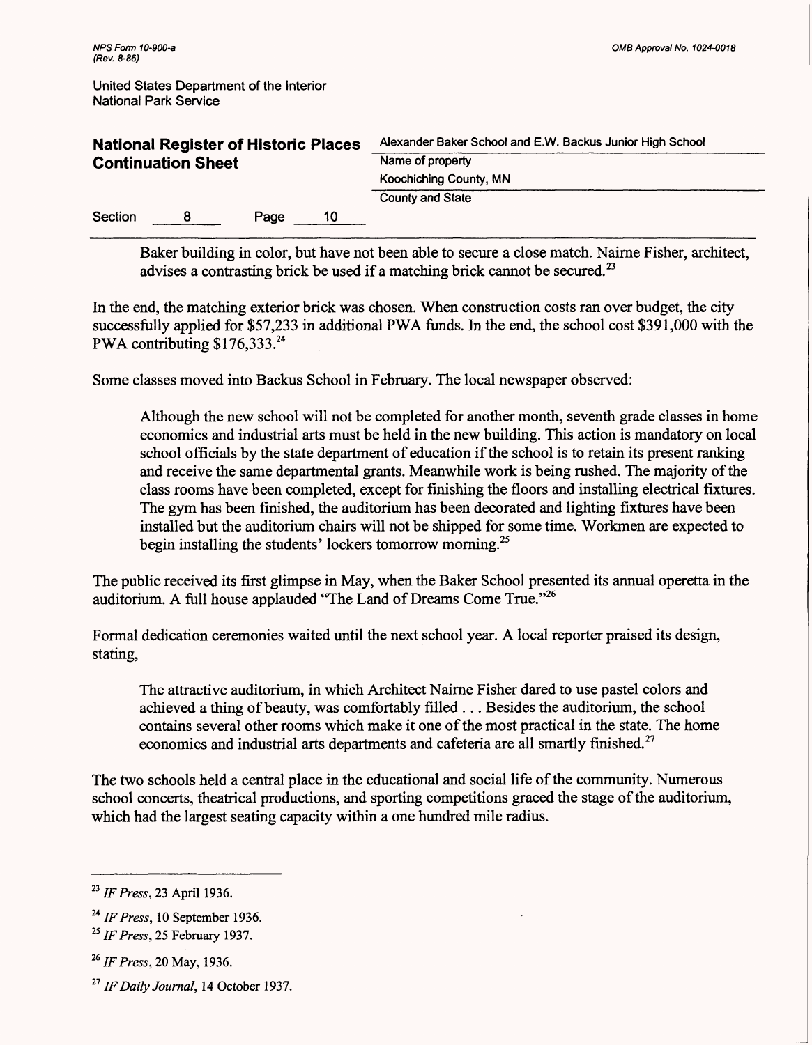Baker building in color, but have not been able to secure a close match. Nairne Fisher, architect, advises a contrasting brick be used if a matching brick cannot be secured.[23]

In the end, the matching exterior brick was chosen. When construction costs ran over budget, the city successfully applied for $57,233 in additional PWA funds. In the end, the school cost $391,000 with the PWA contributing $176,333.[24]

Some classes moved into Backus School in February. The local newspaper observed:

> Although the new school will not be completed for another month, seventh grade classes in home economics and industrial arts must be held in the new building. This action is mandatory on local school officials by the state department of education if the school is to retain its present ranking and receive the same departmental grants. Meanwhile work is being rushed. The majority of the class rooms have been completed, except for finishing the floors and installing electrical fixtures. The gym has been finished, the auditorium has been decorated and lighting fixtures have been installed but the auditorium chairs will not be shipped for some time. Workmen are expected to begin installing the students' lockers tomorrow morning.[25]

The public received its first glimpse in May, when the Baker School presented its annual operetta in the auditorium. A full house applauded "The Land of Dreams Come True."[26]

Formal dedication ceremonies waited until the next school year. A local reporter praised its design, stating,

> The attractive auditorium, in which Architect Nairne Fisher dared to use pastel colors and achieved a thing of beauty, was comfortably filled . . . Besides the auditorium, the school contains several other rooms which make it one of the most practical in the state. The home economics and industrial arts departments and cafeteria are all smartly finished.[27]

The two schools held a central place in the educational and social life of the community. Numerous school concerts, theatrical productions, and sporting competitions graced the stage of the auditorium, which had the largest seating capacity within a one hundred mile radius.

---

[23] *IF Press*, 23 April 1936.

[24] *IF Press*, 10 September 1936.

[25] *IF Press*, 25 February 1937.

[26] *IF Press*, 20 May, 1936.

[27] *IF Daily Journal*, 14 October 1937.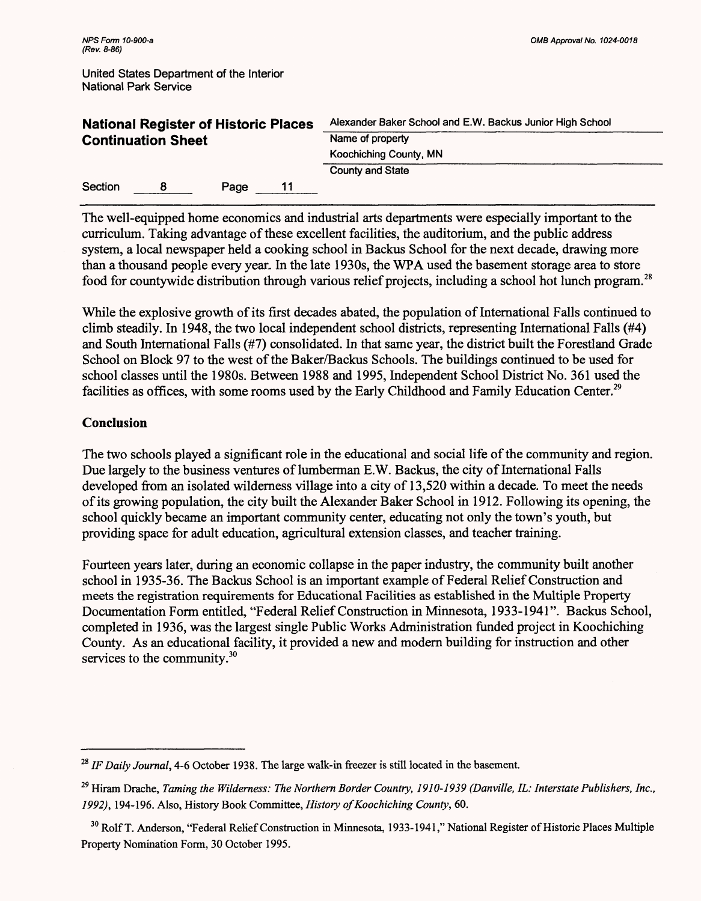The well-equipped home economics and industrial arts departments were especially important to the curriculum. Taking advantage of these excellent facilities, the auditorium, and the public address system, a local newspaper held a cooking school in Backus School for the next decade, drawing more than a thousand people every year. In the late 1930s, the WPA used the basement storage area to store food for countywide distribution through various relief projects, including a school hot lunch program.[28]

While the explosive growth of its first decades abated, the population of International Falls continued to climb steadily. In 1948, the two local independent school districts, representing International Falls (#4) and South International Falls (#7) consolidated. In that same year, the district built the Forestland Grade School on Block 97 to the west of the Baker/Backus Schools. The buildings continued to be used for school classes until the 1980s. Between 1988 and 1995, Independent School District No. 361 used the facilities as offices, with some rooms used by the Early Childhood and Family Education Center.[29]

## Conclusion

The two schools played a significant role in the educational and social life of the community and region. Due largely to the business ventures of lumberman E.W. Backus, the city of International Falls developed from an isolated wilderness village into a city of 13,520 within a decade. To meet the needs of its growing population, the city built the Alexander Baker School in 1912. Following its opening, the school quickly became an important community center, educating not only the town's youth, but providing space for adult education, agricultural extension classes, and teacher training.

Fourteen years later, during an economic collapse in the paper industry, the community built another school in 1935-36. The Backus School is an important example of Federal Relief Construction and meets the registration requirements for Educational Facilities as established in the Multiple Property Documentation Form entitled, "Federal Relief Construction in Minnesota, 1933-1941". Backus School, completed in 1936, was the largest single Public Works Administration funded project in Koochiching County. As an educational facility, it provided a new and modern building for instruction and other services to the community.[30]

---

[28] *IF Daily Journal*, 4-6 October 1938. The large walk-in freezer is still located in the basement.

[29] Hiram Drache, *Taming the Wilderness: The Northern Border Country, 1910-1939 (Danville, IL: Interstate Publishers, Inc., 1992)*, 194-196. Also, History Book Committee, *History of Koochiching County*, 60.

[30] Rolf T. Anderson, "Federal Relief Construction in Minnesota, 1933-1941," National Register of Historic Places Multiple Property Nomination Form, 30 October 1995.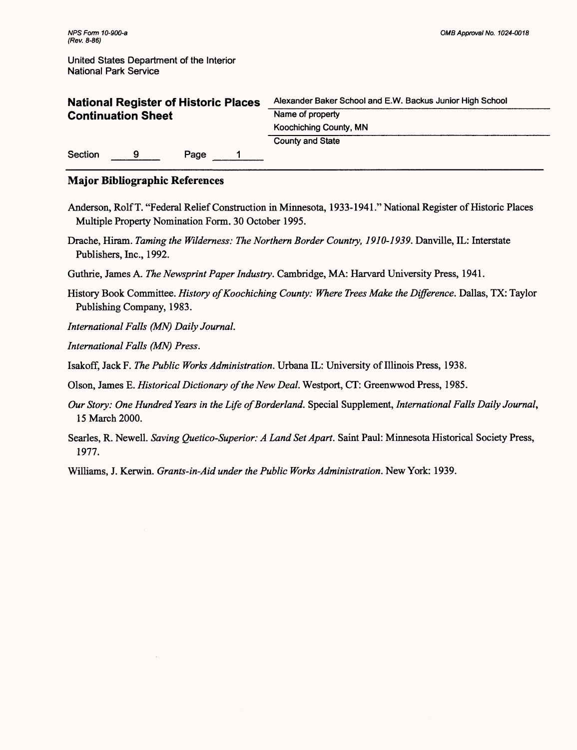NPS Form 10-900-a
(Rev. 8-86)

OMB Approval No. 1024-0018

United States Department of the Interior
National Park Service

**National Register of Historic Places Continuation Sheet**

Alexander Baker School and E.W. Backus Junior High School
Name of property
Koochiching County, MN
County and State

Section 9 Page 1

## Major Bibliographic References

Anderson, Rolf T. "Federal Relief Construction in Minnesota, 1933-1941." National Register of Historic Places Multiple Property Nomination Form. 30 October 1995.

Drache, Hiram. *Taming the Wilderness: The Northern Border Country, 1910-1939*. Danville, IL: Interstate Publishers, Inc., 1992.

Guthrie, James A. *The Newsprint Paper Industry*. Cambridge, MA: Harvard University Press, 1941.

History Book Committee. *History of Koochiching County: Where Trees Make the Difference*. Dallas, TX: Taylor Publishing Company, 1983.

*International Falls (MN) Daily Journal.*

*International Falls (MN) Press.*

Isakoff, Jack F. *The Public Works Administration*. Urbana IL: University of Illinois Press, 1938.

Olson, James E. *Historical Dictionary of the New Deal*. Westport, CT: Greenwwod Press, 1985.

*Our Story: One Hundred Years in the Life of Borderland*. Special Supplement, *International Falls Daily Journal*, 15 March 2000.

Searles, R. Newell. *Saving Quetico-Superior: A Land Set Apart*. Saint Paul: Minnesota Historical Society Press, 1977.

Williams, J. Kerwin. *Grants-in-Aid under the Public Works Administration*. New York: 1939.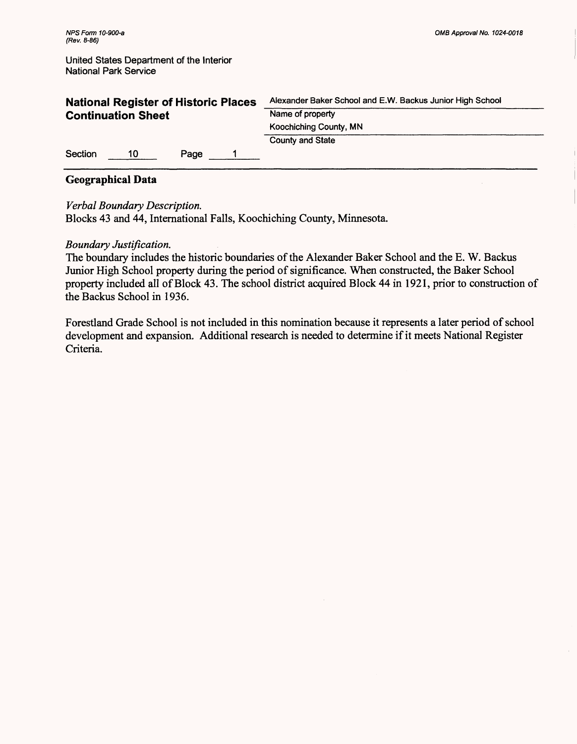NPS Form 10-900-a
(Rev. 8-86)

OMB Approval No. 1024-0018

United States Department of the Interior
National Park Service

**National Register of Historic Places Continuation Sheet**

Alexander Baker School and E.W. Backus Junior High School
Name of property
Koochiching County, MN
County and State

Section 10 Page 1

## Geographical Data

*Verbal Boundary Description.*
Blocks 43 and 44, International Falls, Koochiching County, Minnesota.

*Boundary Justification.*
The boundary includes the historic boundaries of the Alexander Baker School and the E. W. Backus Junior High School property during the period of significance. When constructed, the Baker School property included all of Block 43. The school district acquired Block 44 in 1921, prior to construction of the Backus School in 1936.

Forestland Grade School is not included in this nomination because it represents a later period of school development and expansion. Additional research is needed to determine if it meets National Register Criteria.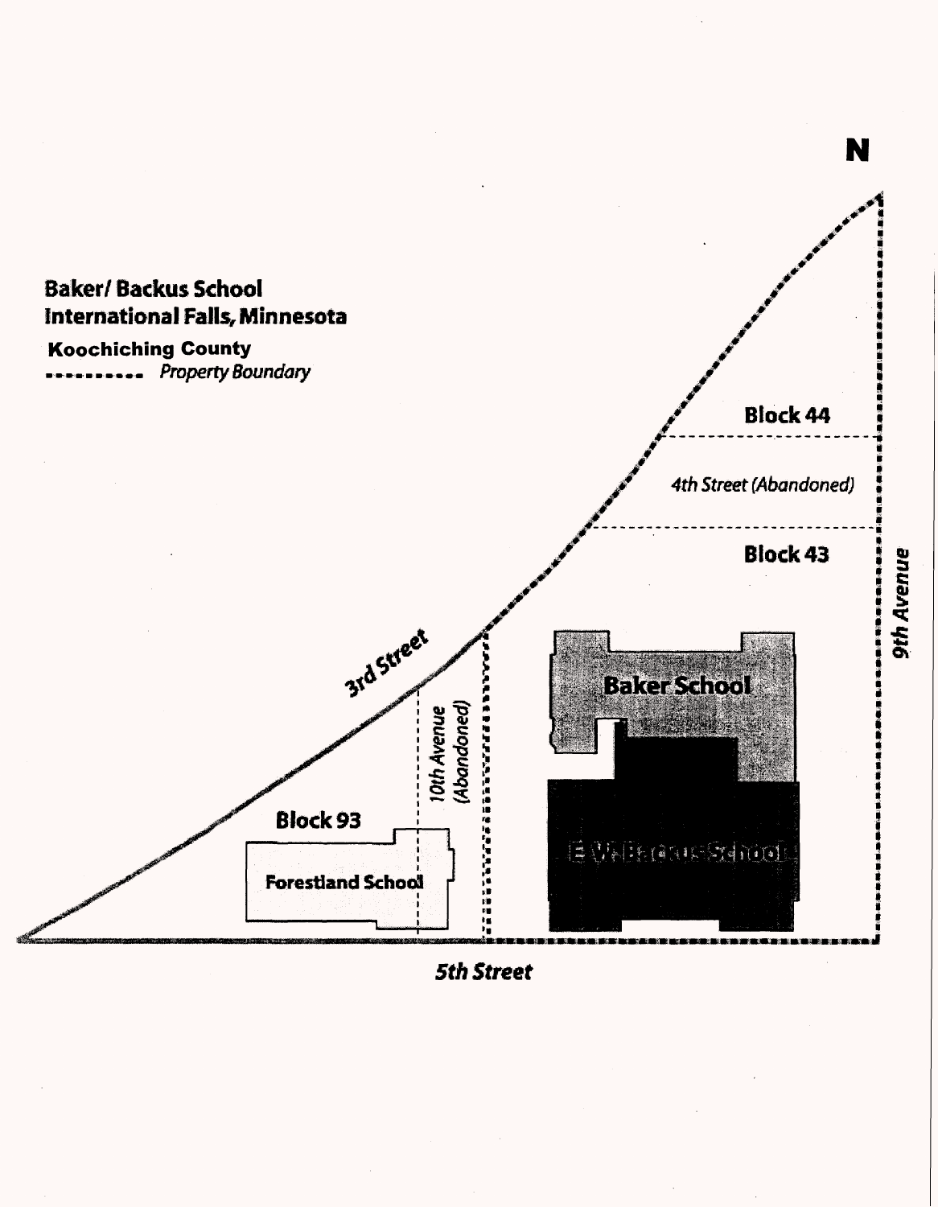**Baker/ Backus School**
**International Falls, Minnesota**

**Koochiching County**

--------- *Property Boundary*

N

Block 44

*4th Street (Abandoned)*

Block 43

*9th Avenue*

*3rd Street*

Baker School

*10th Avenue (Abandoned)*

Block 93

Forestland School

E.W. Backus School

*5th Street*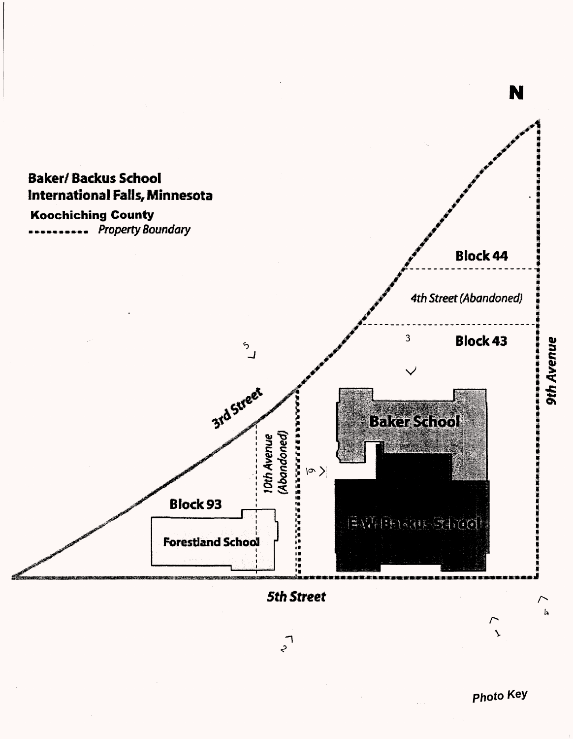N

**Baker/ Backus School**
**International Falls, Minnesota**
**Koochiching County**
- - - - - - - - - *Property Boundary*

Block 44

*4th Street (Abandoned)*

3

Block 43

*9th Avenue*

5

*3rd Street*

Baker School

*10th Avenue (Abandoned)*

6

Block 93

Forestland School

E.W. Backus School

*5th Street*

4

1

2

*Photo Key*